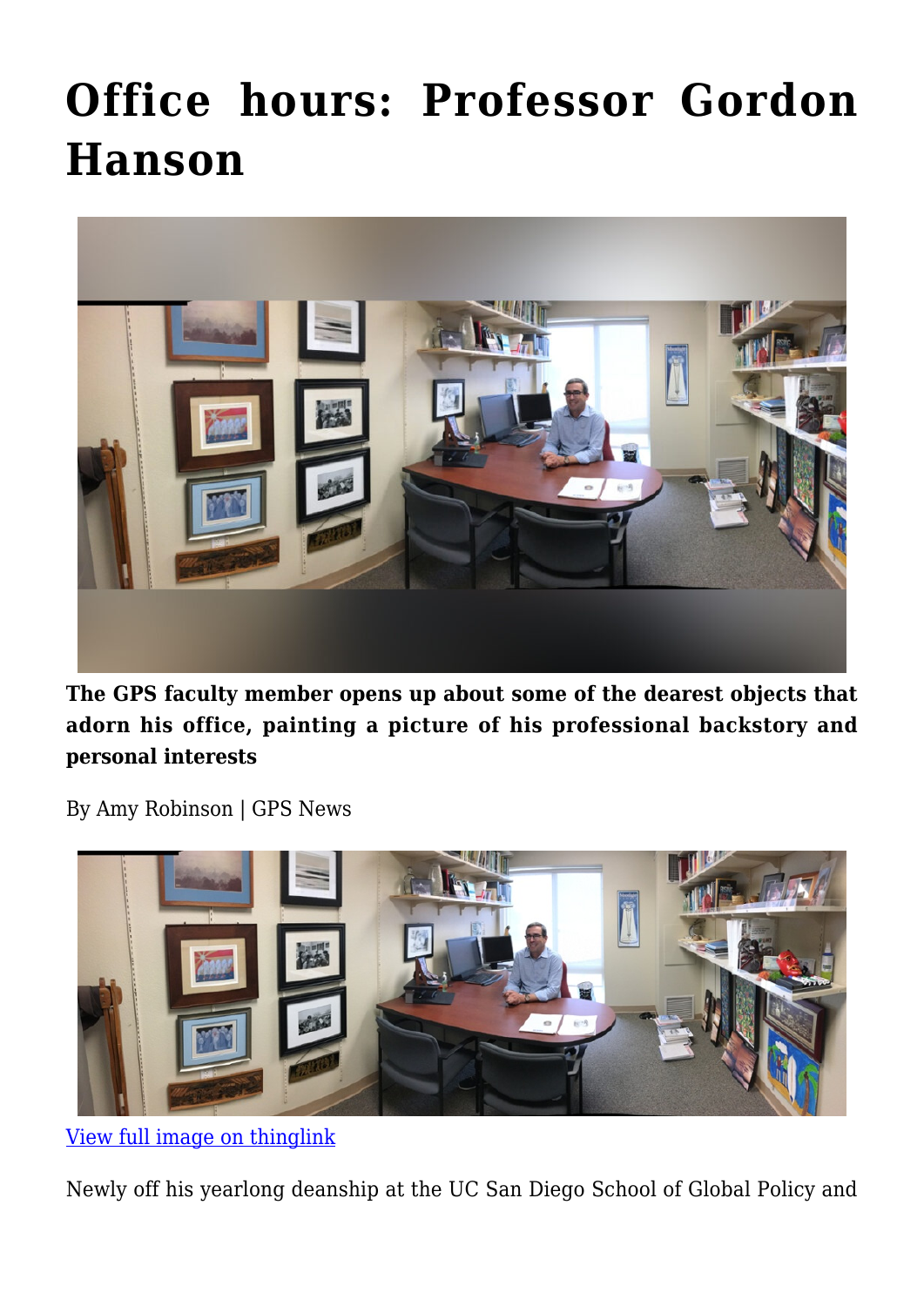# Office hours: Professor Gordon Hanson

**The GPS faculty member opens up about some of the dearest objects that adorn his office, painting a picture of his professional backstory and personal interests**

By Amy Robinson | GPS News

[View full image on thinglink](#)

Newly off his yearlong deanship at the UC San Diego School of Global Policy and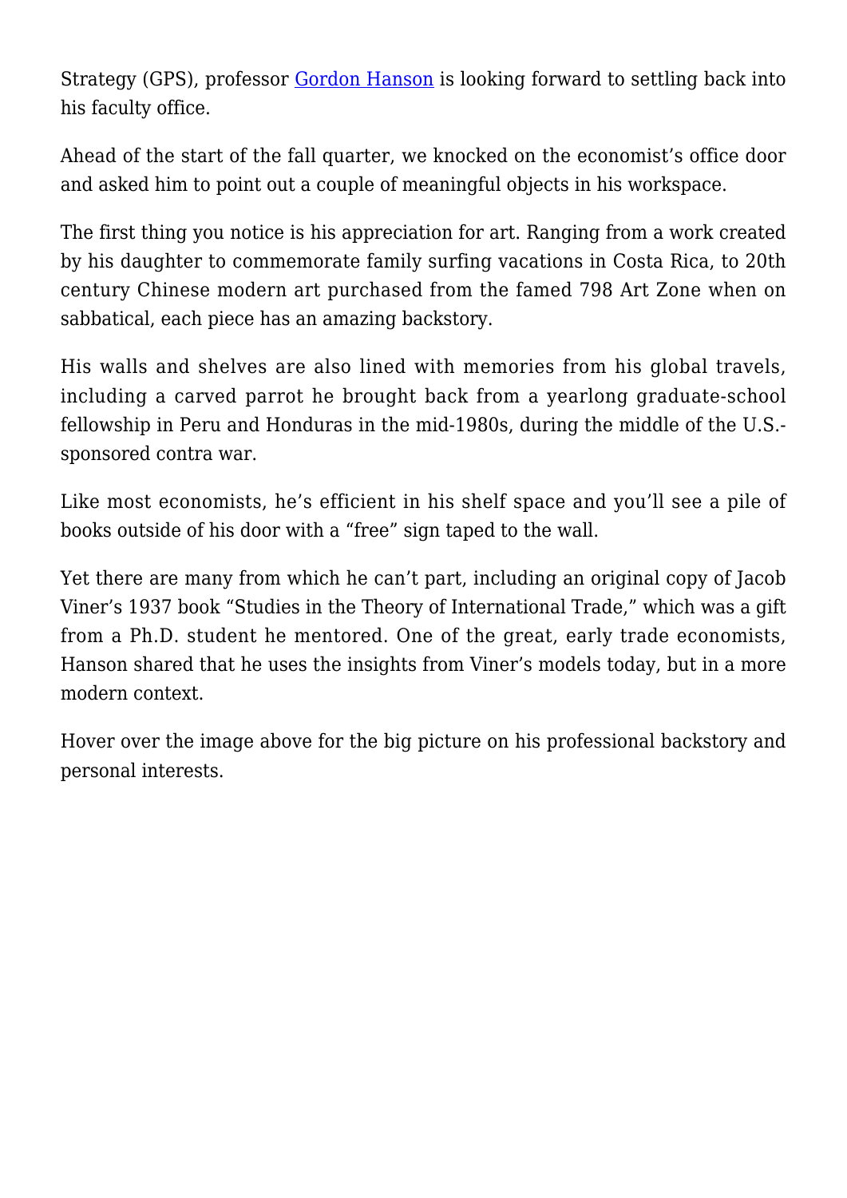Strategy (GPS), professor [Gordon Hanson] is looking forward to settling back into his faculty office.

Ahead of the start of the fall quarter, we knocked on the economist's office door and asked him to point out a couple of meaningful objects in his workspace.

The first thing you notice is his appreciation for art. Ranging from a work created by his daughter to commemorate family surfing vacations in Costa Rica, to 20th century Chinese modern art purchased from the famed 798 Art Zone when on sabbatical, each piece has an amazing backstory.

His walls and shelves are also lined with memories from his global travels, including a carved parrot he brought back from a yearlong graduate-school fellowship in Peru and Honduras in the mid-1980s, during the middle of the U.S.-sponsored contra war.

Like most economists, he's efficient in his shelf space and you'll see a pile of books outside of his door with a "free" sign taped to the wall.

Yet there are many from which he can't part, including an original copy of Jacob Viner's 1937 book "Studies in the Theory of International Trade," which was a gift from a Ph.D. student he mentored. One of the great, early trade economists, Hanson shared that he uses the insights from Viner's models today, but in a more modern context.

Hover over the image above for the big picture on his professional backstory and personal interests.